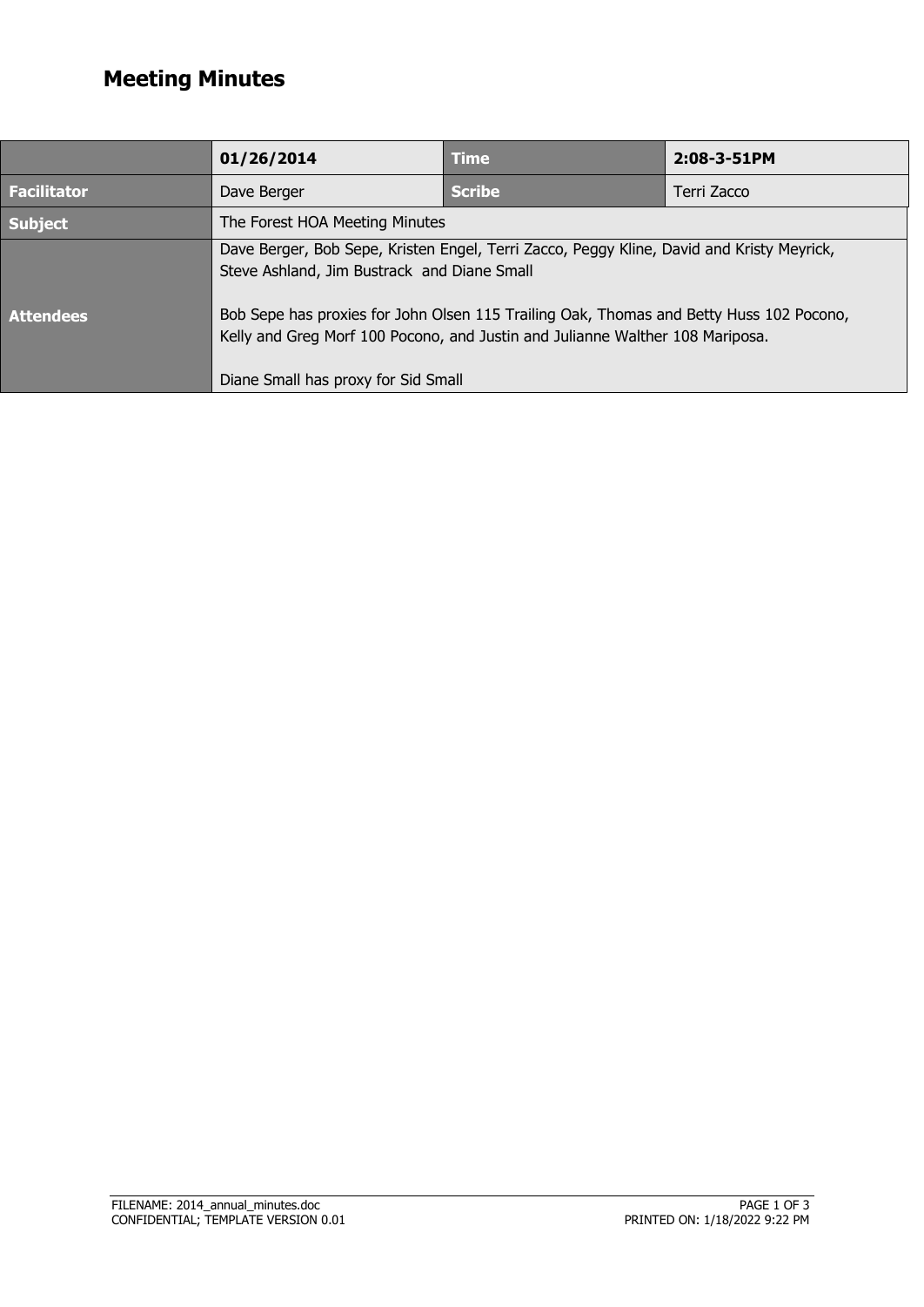# Meeting Minutes

| | **01/26/2014** | **Time** | **2:08-3-51PM** |
|---|---|---|---|
| **Facilitator** | Dave Berger | **Scribe** | Terri Zacco |
| **Subject** | The Forest HOA Meeting Minutes | | |
| **Attendees** | Dave Berger, Bob Sepe, Kristen Engel, Terri Zacco, Peggy Kline, David and Kristy Meyrick, Steve Ashland, Jim Bustrack and Diane Small<br><br>Bob Sepe has proxies for John Olsen 115 Trailing Oak, Thomas and Betty Huss 102 Pocono, Kelly and Greg Morf 100 Pocono, and Justin and Julianne Walther 108 Mariposa.<br><br>Diane Small has proxy for Sid Small | | |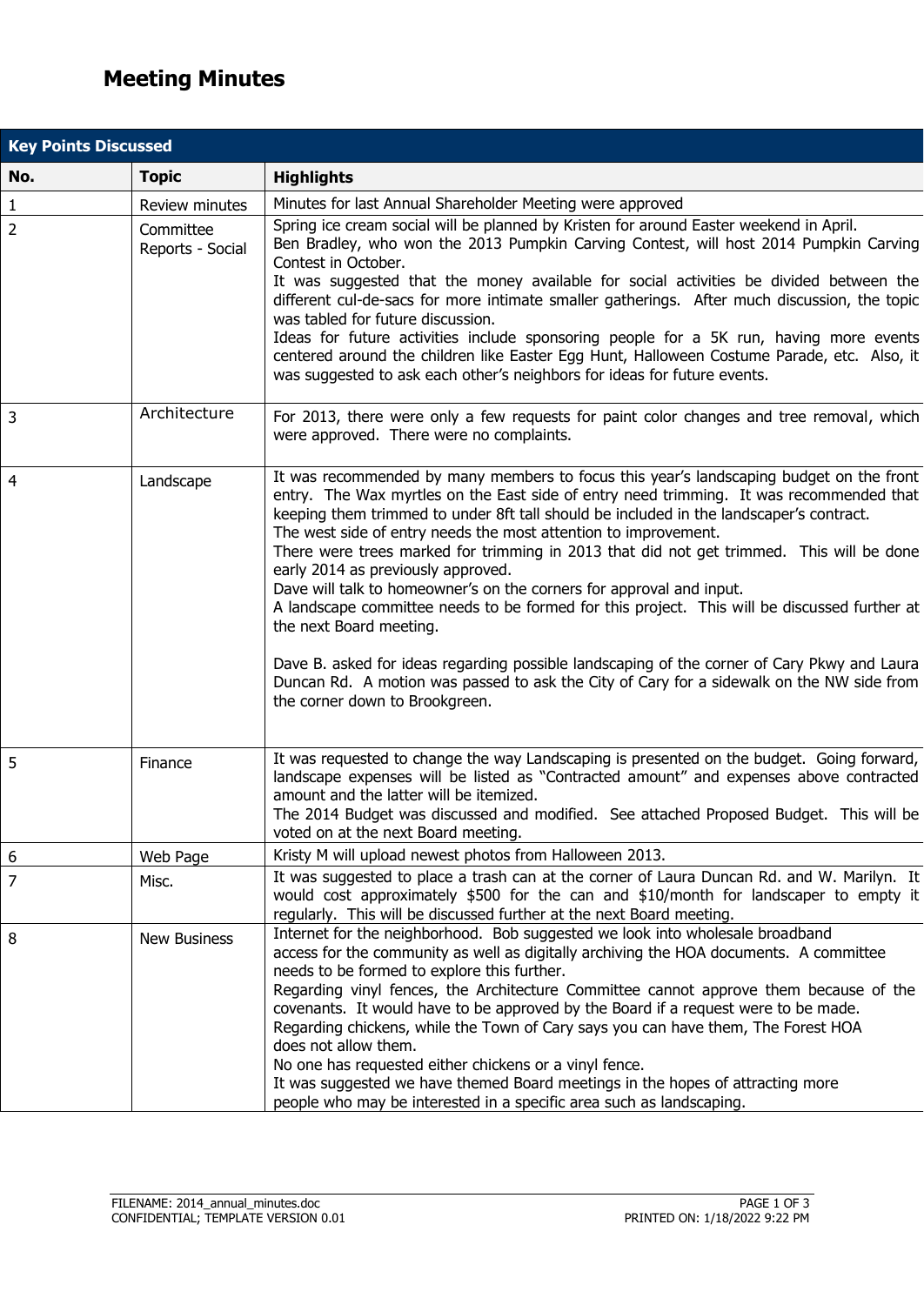# Meeting Minutes

| Key Points Discussed | | |
|---|---|---|
| **No.** | **Topic** | **Highlights** |
| 1 | Review minutes | Minutes for last Annual Shareholder Meeting were approved |
| 2 | Committee Reports - Social | Spring ice cream social will be planned by Kristen for around Easter weekend in April.<br>Ben Bradley, who won the 2013 Pumpkin Carving Contest, will host 2014 Pumpkin Carving Contest in October.<br>It was suggested that the money available for social activities be divided between the different cul-de-sacs for more intimate smaller gatherings. After much discussion, the topic was tabled for future discussion.<br>Ideas for future activities include sponsoring people for a 5K run, having more events centered around the children like Easter Egg Hunt, Halloween Costume Parade, etc. Also, it was suggested to ask each other's neighbors for ideas for future events. |
| 3 | Architecture | For 2013, there were only a few requests for paint color changes and tree removal, which were approved. There were no complaints. |
| 4 | Landscape | It was recommended by many members to focus this year's landscaping budget on the front entry. The Wax myrtles on the East side of entry need trimming. It was recommended that keeping them trimmed to under 8ft tall should be included in the landscaper's contract.<br>The west side of entry needs the most attention to improvement.<br>There were trees marked for trimming in 2013 that did not get trimmed. This will be done early 2014 as previously approved.<br>Dave will talk to homeowner's on the corners for approval and input.<br>A landscape committee needs to be formed for this project. This will be discussed further at the next Board meeting.<br><br>Dave B. asked for ideas regarding possible landscaping of the corner of Cary Pkwy and Laura Duncan Rd. A motion was passed to ask the City of Cary for a sidewalk on the NW side from the corner down to Brookgreen. |
| 5 | Finance | It was requested to change the way Landscaping is presented on the budget. Going forward, landscape expenses will be listed as "Contracted amount" and expenses above contracted amount and the latter will be itemized.<br>The 2014 Budget was discussed and modified. See attached Proposed Budget. This will be voted on at the next Board meeting. |
| 6 | Web Page | Kristy M will upload newest photos from Halloween 2013. |
| 7 | Misc. | It was suggested to place a trash can at the corner of Laura Duncan Rd. and W. Marilyn. It would cost approximately $500 for the can and $10/month for landscaper to empty it regularly. This will be discussed further at the next Board meeting. |
| 8 | New Business | Internet for the neighborhood. Bob suggested we look into wholesale broadband access for the community as well as digitally archiving the HOA documents. A committee needs to be formed to explore this further.<br>Regarding vinyl fences, the Architecture Committee cannot approve them because of the covenants. It would have to be approved by the Board if a request were to be made.<br>Regarding chickens, while the Town of Cary says you can have them, The Forest HOA does not allow them.<br>No one has requested either chickens or a vinyl fence.<br>It was suggested we have themed Board meetings in the hopes of attracting more people who may be interested in a specific area such as landscaping. |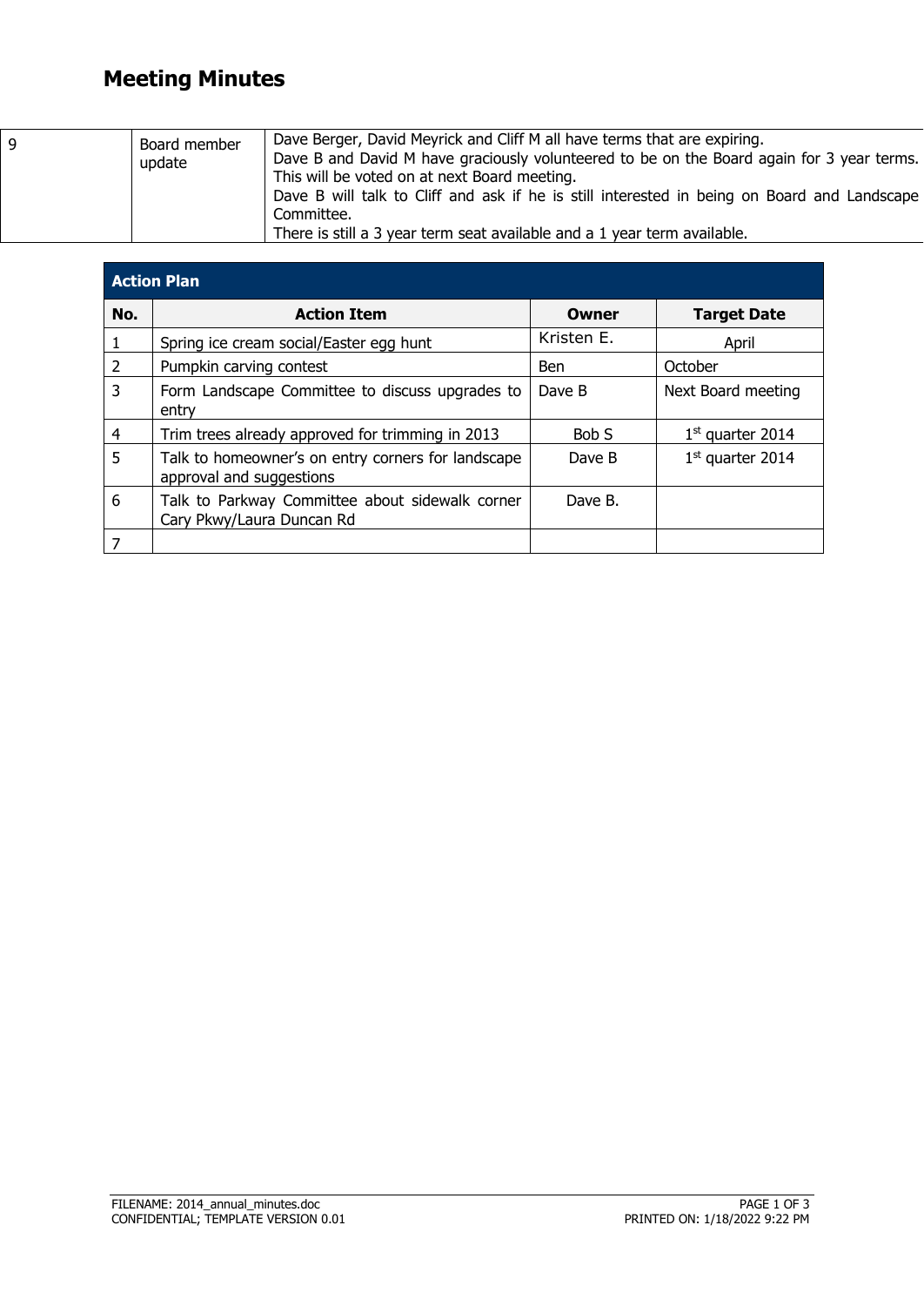# Meeting Minutes

| | | |
|---|---|---|
| 9 | Board member update | Dave Berger, David Meyrick and Cliff M all have terms that are expiring.<br>Dave B and David M have graciously volunteered to be on the Board again for 3 year terms. This will be voted on at next Board meeting.<br>Dave B will talk to Cliff and ask if he is still interested in being on Board and Landscape Committee.<br>There is still a 3 year term seat available and a 1 year term available. |

| Action Plan | | | |
|---|---|---|---|
| **No.** | **Action Item** | **Owner** | **Target Date** |
| 1 | Spring ice cream social/Easter egg hunt | Kristen E. | April |
| 2 | Pumpkin carving contest | Ben | October |
| 3 | Form Landscape Committee to discuss upgrades to entry | Dave B | Next Board meeting |
| 4 | Trim trees already approved for trimming in 2013 | Bob S | 1st quarter 2014 |
| 5 | Talk to homeowner's on entry corners for landscape approval and suggestions | Dave B | 1st quarter 2014 |
| 6 | Talk to Parkway Committee about sidewalk corner Cary Pkwy/Laura Duncan Rd | Dave B. | |
| 7 | | | |